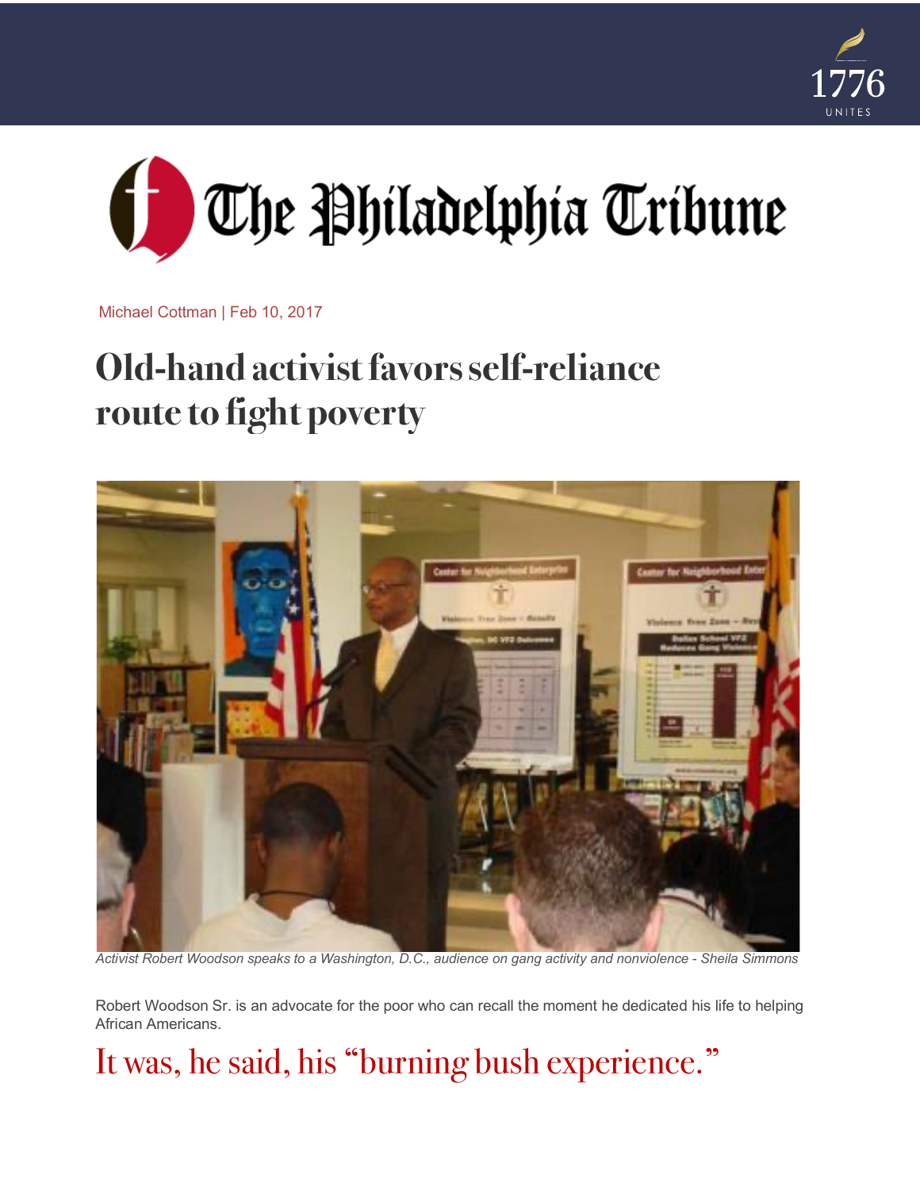1776 UNITES

The Philadelphia Tribune

Michael Cottman | Feb 10, 2017

# Old-hand activist favors self-reliance route to fight poverty

*Activist Robert Woodson speaks to a Washington, D.C., audience on gang activity and nonviolence - Sheila Simmons*

Robert Woodson Sr. is an advocate for the poor who can recall the moment he dedicated his life to helping African Americans.

## It was, he said, his "burning bush experience."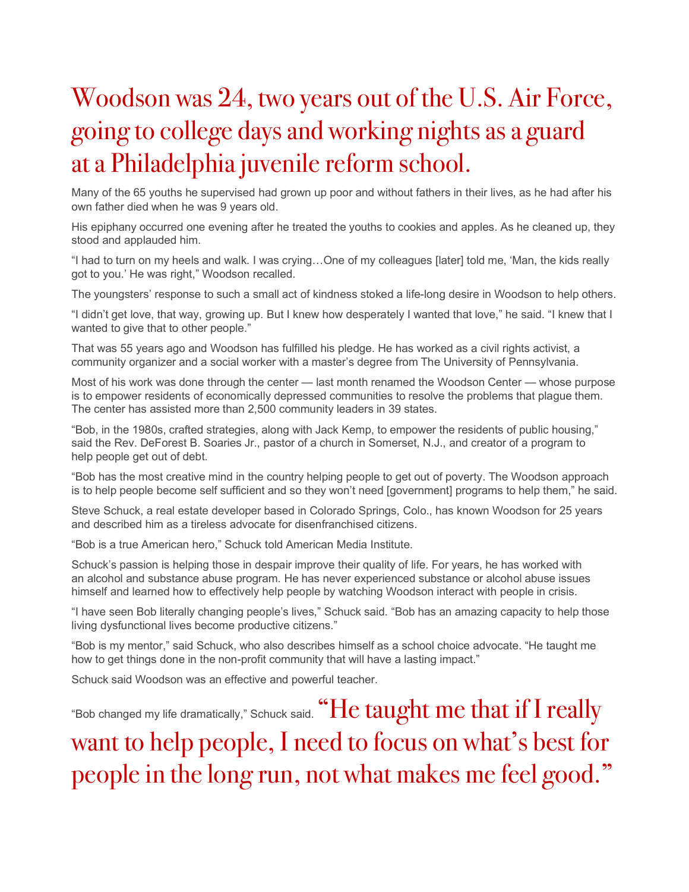## Woodson was 24, two years out of the U.S. Air Force, going to college days and working nights as a guard at a Philadelphia juvenile reform school.

Many of the 65 youths he supervised had grown up poor and without fathers in their lives, as he had after his own father died when he was 9 years old.

His epiphany occurred one evening after he treated the youths to cookies and apples. As he cleaned up, they stood and applauded him.

"I had to turn on my heels and walk. I was crying…One of my colleagues [later] told me, 'Man, the kids really got to you.' He was right," Woodson recalled.

The youngsters' response to such a small act of kindness stoked a life-long desire in Woodson to help others.

"I didn't get love, that way, growing up. But I knew how desperately I wanted that love," he said. "I knew that I wanted to give that to other people."

That was 55 years ago and Woodson has fulfilled his pledge. He has worked as a civil rights activist, a community organizer and a social worker with a master's degree from The University of Pennsylvania.

Most of his work was done through the center — last month renamed the Woodson Center — whose purpose is to empower residents of economically depressed communities to resolve the problems that plague them. The center has assisted more than 2,500 community leaders in 39 states.

"Bob, in the 1980s, crafted strategies, along with Jack Kemp, to empower the residents of public housing," said the Rev. DeForest B. Soaries Jr., pastor of a church in Somerset, N.J., and creator of a program to help people get out of debt.

"Bob has the most creative mind in the country helping people to get out of poverty. The Woodson approach is to help people become self sufficient and so they won't need [government] programs to help them," he said.

Steve Schuck, a real estate developer based in Colorado Springs, Colo., has known Woodson for 25 years and described him as a tireless advocate for disenfranchised citizens.

"Bob is a true American hero," Schuck told American Media Institute.

Schuck's passion is helping those in despair improve their quality of life. For years, he has worked with an alcohol and substance abuse program. He has never experienced substance or alcohol abuse issues himself and learned how to effectively help people by watching Woodson interact with people in crisis.

"I have seen Bob literally changing people's lives," Schuck said. "Bob has an amazing capacity to help those living dysfunctional lives become productive citizens."

"Bob is my mentor," said Schuck, who also describes himself as a school choice advocate. "He taught me how to get things done in the non-profit community that will have a lasting impact."

Schuck said Woodson was an effective and powerful teacher.

"Bob changed my life dramatically," Schuck said. **"He taught me that if I really want to help people, I need to focus on what's best for people in the long run, not what makes me feel good."**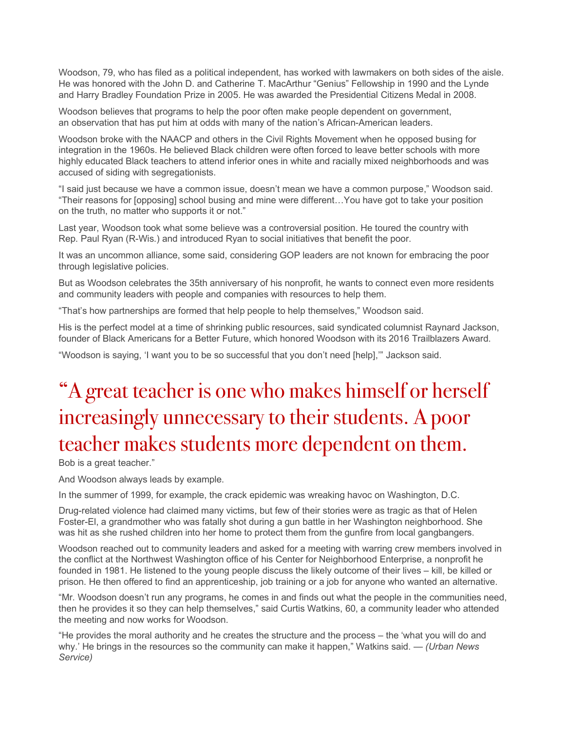Woodson, 79, who has filed as a political independent, has worked with lawmakers on both sides of the aisle. He was honored with the John D. and Catherine T. MacArthur "Genius" Fellowship in 1990 and the Lynde and Harry Bradley Foundation Prize in 2005. He was awarded the Presidential Citizens Medal in 2008.

Woodson believes that programs to help the poor often make people dependent on government, an observation that has put him at odds with many of the nation's African-American leaders.

Woodson broke with the NAACP and others in the Civil Rights Movement when he opposed busing for integration in the 1960s. He believed Black children were often forced to leave better schools with more highly educated Black teachers to attend inferior ones in white and racially mixed neighborhoods and was accused of siding with segregationists.

"I said just because we have a common issue, doesn't mean we have a common purpose," Woodson said. "Their reasons for [opposing] school busing and mine were different…You have got to take your position on the truth, no matter who supports it or not."

Last year, Woodson took what some believe was a controversial position. He toured the country with Rep. Paul Ryan (R-Wis.) and introduced Ryan to social initiatives that benefit the poor.

It was an uncommon alliance, some said, considering GOP leaders are not known for embracing the poor through legislative policies.

But as Woodson celebrates the 35th anniversary of his nonprofit, he wants to connect even more residents and community leaders with people and companies with resources to help them.

"That's how partnerships are formed that help people to help themselves," Woodson said.

His is the perfect model at a time of shrinking public resources, said syndicated columnist Raynard Jackson, founder of Black Americans for a Better Future, which honored Woodson with its 2016 Trailblazers Award.

"Woodson is saying, 'I want you to be so successful that you don't need [help],'" Jackson said.

## "A great teacher is one who makes himself or herself increasingly unnecessary to their students. A poor teacher makes students more dependent on them.

Bob is a great teacher."

And Woodson always leads by example.

In the summer of 1999, for example, the crack epidemic was wreaking havoc on Washington, D.C.

Drug-related violence had claimed many victims, but few of their stories were as tragic as that of Helen Foster-El, a grandmother who was fatally shot during a gun battle in her Washington neighborhood. She was hit as she rushed children into her home to protect them from the gunfire from local gangbangers.

Woodson reached out to community leaders and asked for a meeting with warring crew members involved in the conflict at the Northwest Washington office of his Center for Neighborhood Enterprise, a nonprofit he founded in 1981. He listened to the young people discuss the likely outcome of their lives – kill, be killed or prison. He then offered to find an apprenticeship, job training or a job for anyone who wanted an alternative.

"Mr. Woodson doesn't run any programs, he comes in and finds out what the people in the communities need, then he provides it so they can help themselves," said Curtis Watkins, 60, a community leader who attended the meeting and now works for Woodson.

"He provides the moral authority and he creates the structure and the process – the 'what you will do and why.' He brings in the resources so the community can make it happen," Watkins said. — *(Urban News Service)*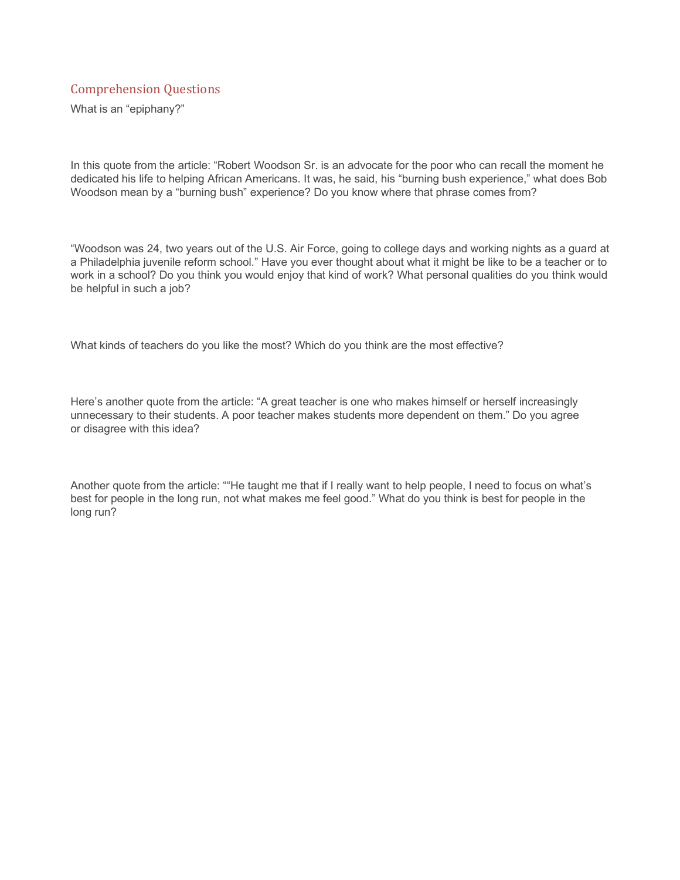## Comprehension Questions

What is an "epiphany?"

In this quote from the article: "Robert Woodson Sr. is an advocate for the poor who can recall the moment he dedicated his life to helping African Americans. It was, he said, his "burning bush experience," what does Bob Woodson mean by a "burning bush" experience? Do you know where that phrase comes from?

"Woodson was 24, two years out of the U.S. Air Force, going to college days and working nights as a guard at a Philadelphia juvenile reform school." Have you ever thought about what it might be like to be a teacher or to work in a school? Do you think you would enjoy that kind of work? What personal qualities do you think would be helpful in such a job?

What kinds of teachers do you like the most? Which do you think are the most effective?

Here's another quote from the article: "A great teacher is one who makes himself or herself increasingly unnecessary to their students. A poor teacher makes students more dependent on them." Do you agree or disagree with this idea?

Another quote from the article: ""He taught me that if I really want to help people, I need to focus on what's best for people in the long run, not what makes me feel good." What do you think is best for people in the long run?